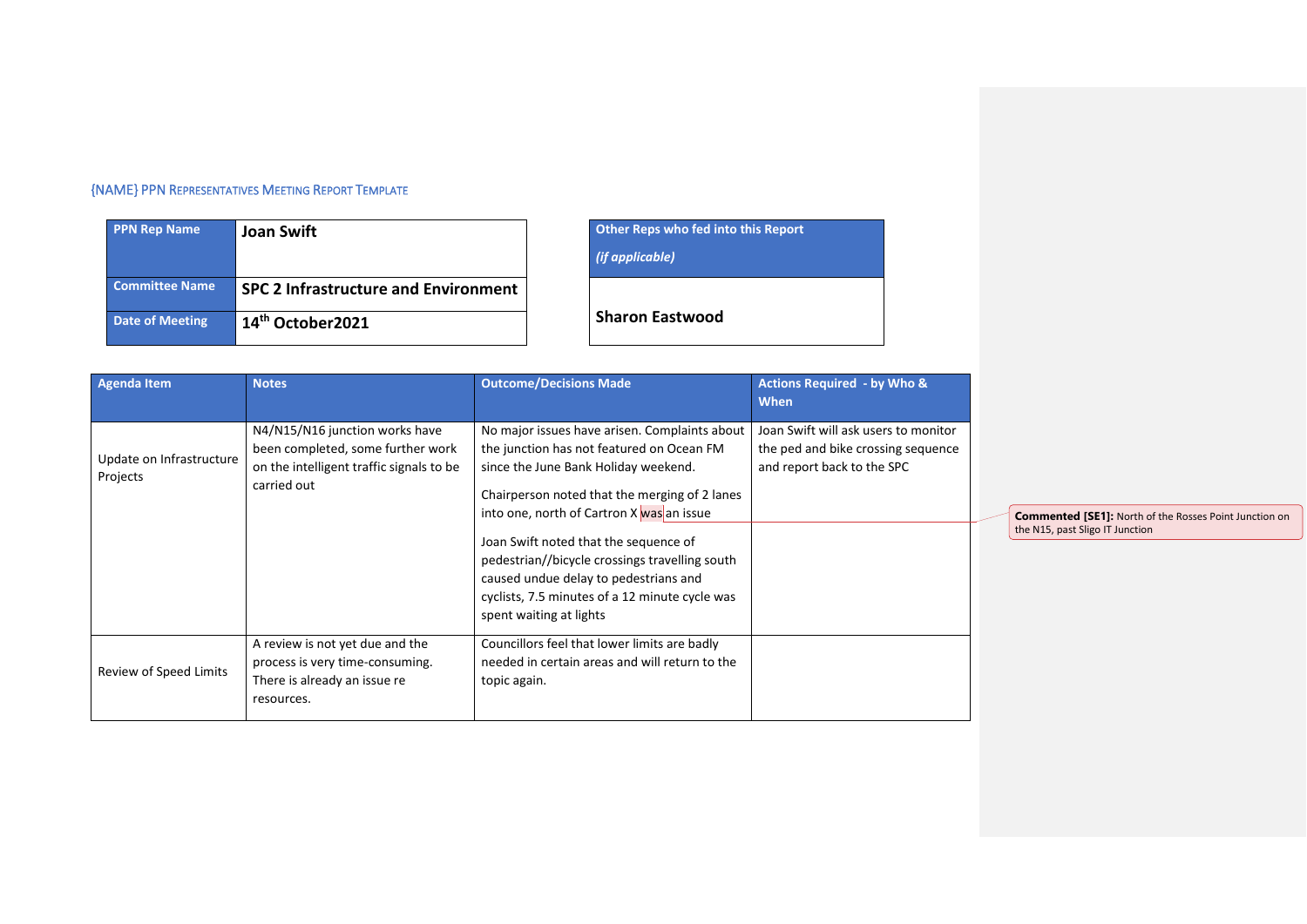{NAME} PPN REPRESENTATIVES MEETING REPORT TEMPLATE

| PPN Rep Name | Joan Swift |
|---|---|
| Committee Name | SPC 2 Infrastructure and Environment |
| Date of Meeting | 14th October2021 |

| Other Reps who fed into this Report *(if applicable)* |
|---|
| Sharon Eastwood |

| Agenda Item | Notes | Outcome/Decisions Made | Actions Required - by Who & When |
|---|---|---|---|
| Update on Infrastructure Projects | N4/N15/N16 junction works have been completed, some further work on the intelligent traffic signals to be carried out | No major issues have arisen. Complaints about the junction has not featured on Ocean FM since the June Bank Holiday weekend.<br><br>Chairperson noted that the merging of 2 lanes into one, north of Cartron X was an issue | Joan Swift will ask users to monitor the ped and bike crossing sequence and report back to the SPC |
| | | Joan Swift noted that the sequence of pedestrian//bicycle crossings travelling south caused undue delay to pedestrians and cyclists, 7.5 minutes of a 12 minute cycle was spent waiting at lights | |
| Review of Speed Limits | A review is not yet due and the process is very time-consuming. There is already an issue re resources. | Councillors feel that lower limits are badly needed in certain areas and will return to the topic again. | |

**Commented [SE1]:** North of the Rosses Point Junction on the N15, past Sligo IT Junction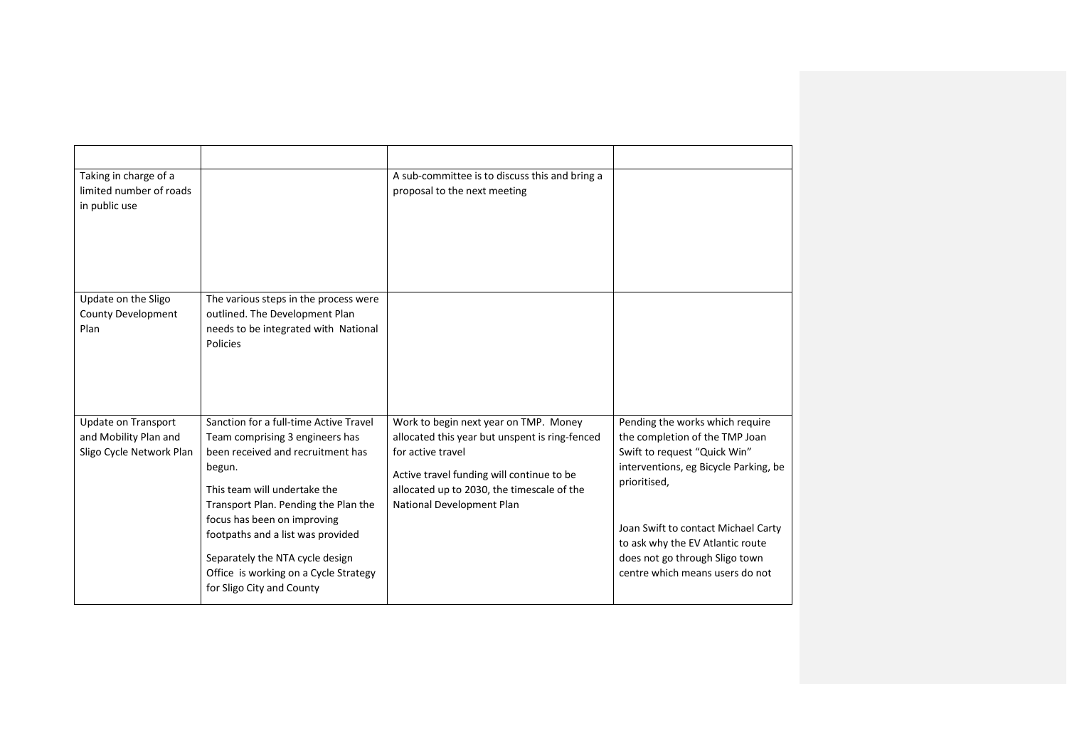| | | | |
|---|---|---|---|
| Taking in charge of a limited number of roads in public use | | A sub-committee is to discuss this and bring a proposal to the next meeting | |
| Update on the Sligo County Development Plan | The various steps in the process were outlined. The Development Plan needs to be integrated with National Policies | | |
| Update on Transport and Mobility Plan and Sligo Cycle Network Plan | Sanction for a full-time Active Travel Team comprising 3 engineers has been received and recruitment has begun.<br><br>This team will undertake the Transport Plan. Pending the Plan the focus has been on improving footpaths and a list was provided<br><br>Separately the NTA cycle design Office is working on a Cycle Strategy for Sligo City and County | Work to begin next year on TMP. Money allocated this year but unspent is ring-fenced for active travel<br><br>Active travel funding will continue to be allocated up to 2030, the timescale of the National Development Plan | Pending the works which require the completion of the TMP Joan Swift to request "Quick Win" interventions, eg Bicycle Parking, be prioritised,<br><br>Joan Swift to contact Michael Carty to ask why the EV Atlantic route does not go through Sligo town centre which means users do not |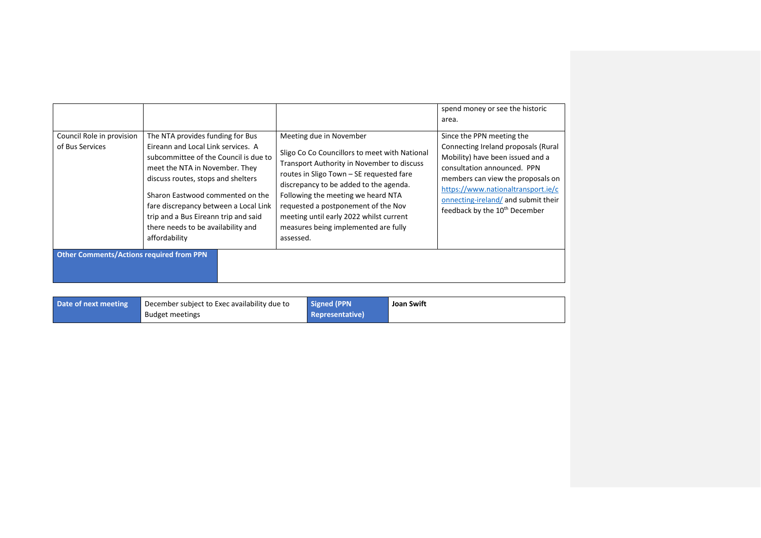| | | | |
|---|---|---|---|
| | | | spend money or see the historic area. |
| Council Role in provision of Bus Services | The NTA provides funding for Bus Eireann and Local Link services. A subcommittee of the Council is due to meet the NTA in November. They discuss routes, stops and shelters<br><br>Sharon Eastwood commented on the fare discrepancy between a Local Link trip and a Bus Eireann trip and said there needs to be availability and affordability | Meeting due in November<br><br>Sligo Co Co Councillors to meet with National Transport Authority in November to discuss routes in Sligo Town – SE requested fare discrepancy to be added to the agenda. Following the meeting we heard NTA requested a postponement of the Nov meeting until early 2022 whilst current measures being implemented are fully assessed. | Since the PPN meeting the Connecting Ireland proposals (Rural Mobility) have been issued and a consultation announced. PPN members can view the proposals on https://www.nationaltransport.ie/connecting-ireland/ and submit their feedback by the 10th December |

| | |
|---|---|
| **Other Comments/Actions required from PPN** | |

| | | | |
|---|---|---|---|
| **Date of next meeting** | December subject to Exec availability due to Budget meetings | **Signed (PPN Representative)** | **Joan Swift** |